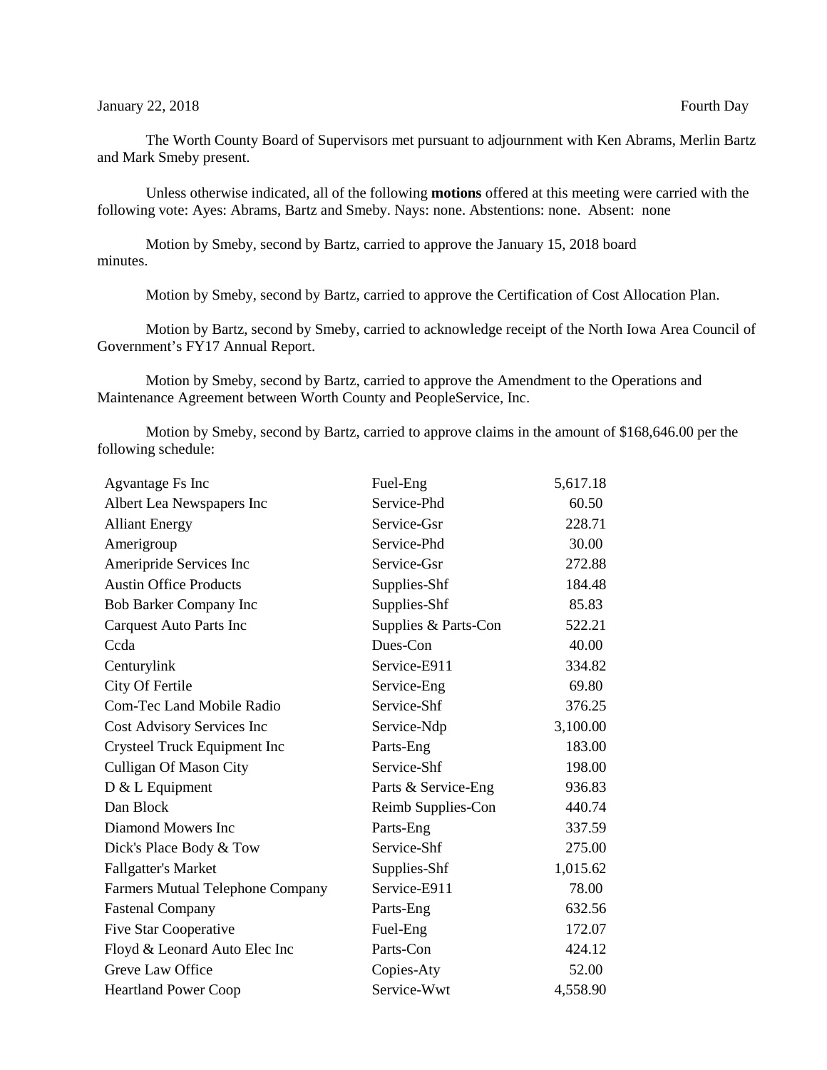January 22, 2018 Fourth Day

The Worth County Board of Supervisors met pursuant to adjournment with Ken Abrams, Merlin Bartz and Mark Smeby present.

Unless otherwise indicated, all of the following **motions** offered at this meeting were carried with the following vote: Ayes: Abrams, Bartz and Smeby. Nays: none. Abstentions: none. Absent: none

Motion by Smeby, second by Bartz, carried to approve the January 15, 2018 board minutes.

Motion by Smeby, second by Bartz, carried to approve the Certification of Cost Allocation Plan.

Motion by Bartz, second by Smeby, carried to acknowledge receipt of the North Iowa Area Council of Government's FY17 Annual Report.

Motion by Smeby, second by Bartz, carried to approve the Amendment to the Operations and Maintenance Agreement between Worth County and PeopleService, Inc.

Motion by Smeby, second by Bartz, carried to approve claims in the amount of $168,646.00 per the following schedule:

| | | |
|---|---|---|
| Agvantage Fs Inc | Fuel-Eng | 5,617.18 |
| Albert Lea Newspapers Inc | Service-Phd | 60.50 |
| Alliant Energy | Service-Gsr | 228.71 |
| Amerigroup | Service-Phd | 30.00 |
| Ameripride Services Inc | Service-Gsr | 272.88 |
| Austin Office Products | Supplies-Shf | 184.48 |
| Bob Barker Company Inc | Supplies-Shf | 85.83 |
| Carquest Auto Parts Inc | Supplies & Parts-Con | 522.21 |
| Ccda | Dues-Con | 40.00 |
| Centurylink | Service-E911 | 334.82 |
| City Of Fertile | Service-Eng | 69.80 |
| Com-Tec Land Mobile Radio | Service-Shf | 376.25 |
| Cost Advisory Services Inc | Service-Ndp | 3,100.00 |
| Crysteel Truck Equipment Inc | Parts-Eng | 183.00 |
| Culligan Of Mason City | Service-Shf | 198.00 |
| D & L Equipment | Parts & Service-Eng | 936.83 |
| Dan Block | Reimb Supplies-Con | 440.74 |
| Diamond Mowers Inc | Parts-Eng | 337.59 |
| Dick's Place Body & Tow | Service-Shf | 275.00 |
| Fallgatter's Market | Supplies-Shf | 1,015.62 |
| Farmers Mutual Telephone Company | Service-E911 | 78.00 |
| Fastenal Company | Parts-Eng | 632.56 |
| Five Star Cooperative | Fuel-Eng | 172.07 |
| Floyd & Leonard Auto Elec Inc | Parts-Con | 424.12 |
| Greve Law Office | Copies-Aty | 52.00 |
| Heartland Power Coop | Service-Wwt | 4,558.90 |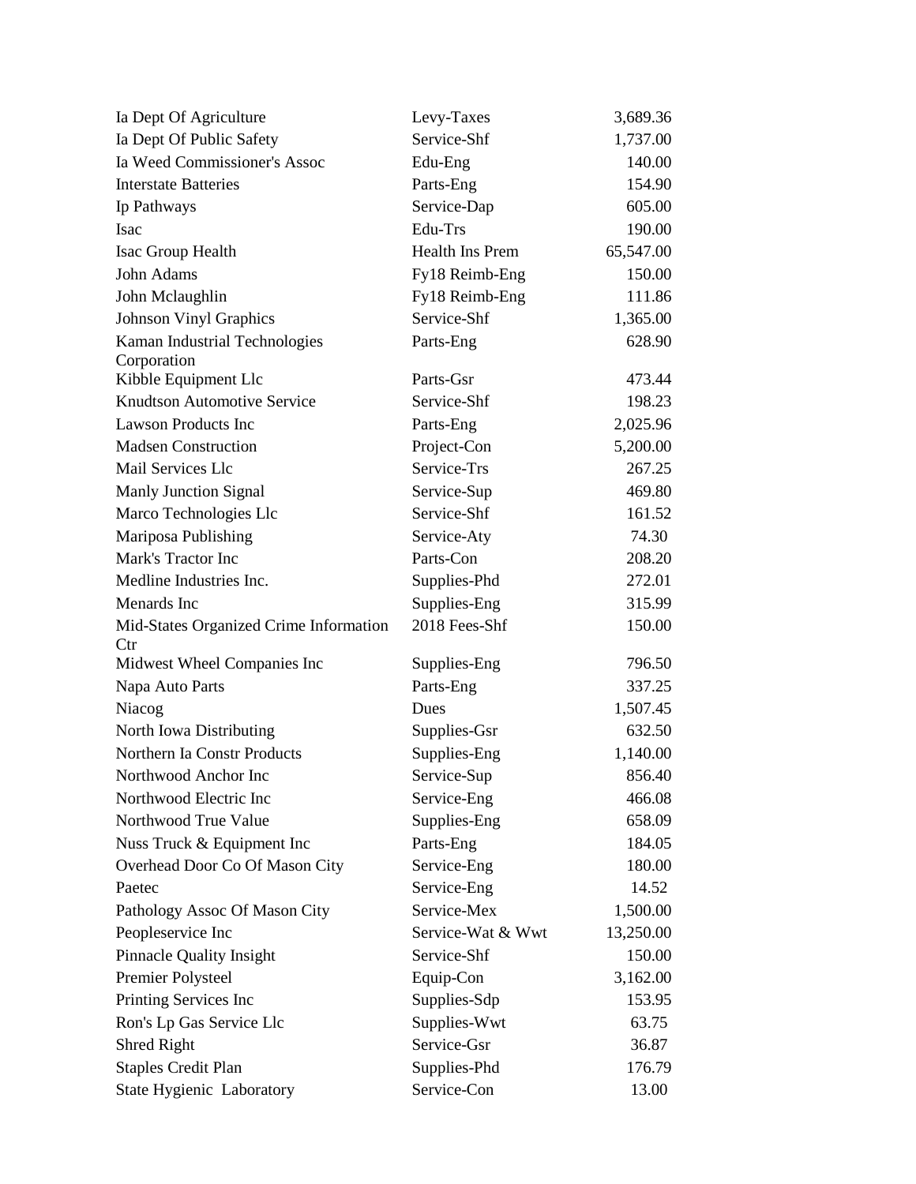| | | |
|---|---|---|
| Ia Dept Of Agriculture | Levy-Taxes | 3,689.36 |
| Ia Dept Of Public Safety | Service-Shf | 1,737.00 |
| Ia Weed Commissioner's Assoc | Edu-Eng | 140.00 |
| Interstate Batteries | Parts-Eng | 154.90 |
| Ip Pathways | Service-Dap | 605.00 |
| Isac | Edu-Trs | 190.00 |
| Isac Group Health | Health Ins Prem | 65,547.00 |
| John Adams | Fy18 Reimb-Eng | 150.00 |
| John Mclaughlin | Fy18 Reimb-Eng | 111.86 |
| Johnson Vinyl Graphics | Service-Shf | 1,365.00 |
| Kaman Industrial Technologies Corporation | Parts-Eng | 628.90 |
| Kibble Equipment Llc | Parts-Gsr | 473.44 |
| Knudtson Automotive Service | Service-Shf | 198.23 |
| Lawson Products Inc | Parts-Eng | 2,025.96 |
| Madsen Construction | Project-Con | 5,200.00 |
| Mail Services Llc | Service-Trs | 267.25 |
| Manly Junction Signal | Service-Sup | 469.80 |
| Marco Technologies Llc | Service-Shf | 161.52 |
| Mariposa Publishing | Service-Aty | 74.30 |
| Mark's Tractor Inc | Parts-Con | 208.20 |
| Medline Industries Inc. | Supplies-Phd | 272.01 |
| Menards Inc | Supplies-Eng | 315.99 |
| Mid-States Organized Crime Information Ctr | 2018 Fees-Shf | 150.00 |
| Midwest Wheel Companies Inc | Supplies-Eng | 796.50 |
| Napa Auto Parts | Parts-Eng | 337.25 |
| Niacog | Dues | 1,507.45 |
| North Iowa Distributing | Supplies-Gsr | 632.50 |
| Northern Ia Constr Products | Supplies-Eng | 1,140.00 |
| Northwood Anchor Inc | Service-Sup | 856.40 |
| Northwood Electric Inc | Service-Eng | 466.08 |
| Northwood True Value | Supplies-Eng | 658.09 |
| Nuss Truck & Equipment Inc | Parts-Eng | 184.05 |
| Overhead Door Co Of Mason City | Service-Eng | 180.00 |
| Paetec | Service-Eng | 14.52 |
| Pathology Assoc Of Mason City | Service-Mex | 1,500.00 |
| Peopleservice Inc | Service-Wat & Wwt | 13,250.00 |
| Pinnacle Quality Insight | Service-Shf | 150.00 |
| Premier Polysteel | Equip-Con | 3,162.00 |
| Printing Services Inc | Supplies-Sdp | 153.95 |
| Ron's Lp Gas Service Llc | Supplies-Wwt | 63.75 |
| Shred Right | Service-Gsr | 36.87 |
| Staples Credit Plan | Supplies-Phd | 176.79 |
| State Hygienic Laboratory | Service-Con | 13.00 |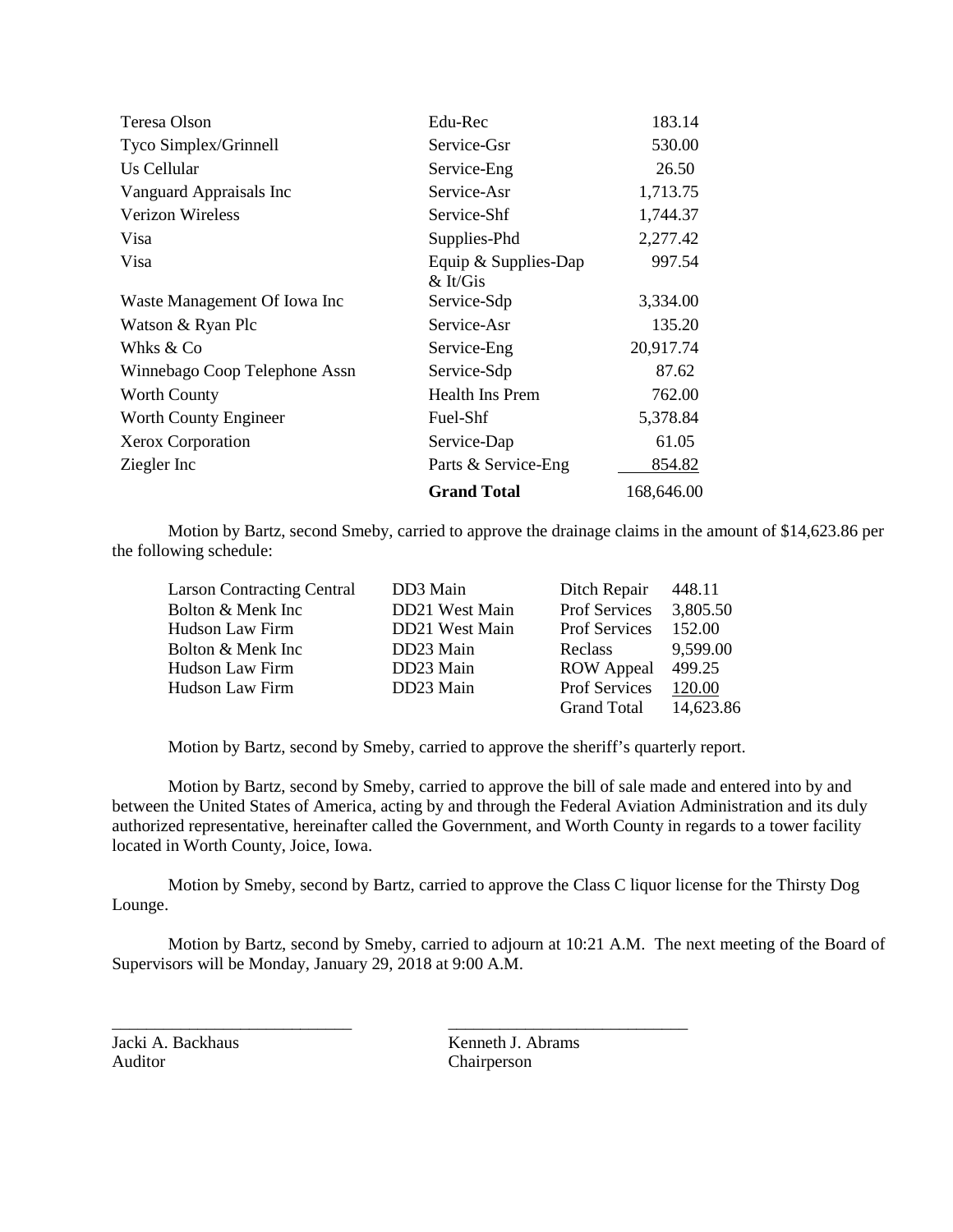| | | |
|---|---|---|
| Teresa Olson | Edu-Rec | 183.14 |
| Tyco Simplex/Grinnell | Service-Gsr | 530.00 |
| Us Cellular | Service-Eng | 26.50 |
| Vanguard Appraisals Inc | Service-Asr | 1,713.75 |
| Verizon Wireless | Service-Shf | 1,744.37 |
| Visa | Supplies-Phd | 2,277.42 |
| Visa | Equip & Supplies-Dap & It/Gis | 997.54 |
| Waste Management Of Iowa Inc | Service-Sdp | 3,334.00 |
| Watson & Ryan Plc | Service-Asr | 135.20 |
| Whks & Co | Service-Eng | 20,917.74 |
| Winnebago Coop Telephone Assn | Service-Sdp | 87.62 |
| Worth County | Health Ins Prem | 762.00 |
| Worth County Engineer | Fuel-Shf | 5,378.84 |
| Xerox Corporation | Service-Dap | 61.05 |
| Ziegler Inc | Parts & Service-Eng | 854.82 |
| | **Grand Total** | 168,646.00 |

Motion by Bartz, second Smeby, carried to approve the drainage claims in the amount of $14,623.86 per the following schedule:

| | | | |
|---|---|---|---|
| Larson Contracting Central | DD3 Main | Ditch Repair | 448.11 |
| Bolton & Menk Inc | DD21 West Main | Prof Services | 3,805.50 |
| Hudson Law Firm | DD21 West Main | Prof Services | 152.00 |
| Bolton & Menk Inc | DD23 Main | Reclass | 9,599.00 |
| Hudson Law Firm | DD23 Main | ROW Appeal | 499.25 |
| Hudson Law Firm | DD23 Main | Prof Services | 120.00 |
| | | Grand Total | 14,623.86 |

Motion by Bartz, second by Smeby, carried to approve the sheriff's quarterly report.

Motion by Bartz, second by Smeby, carried to approve the bill of sale made and entered into by and between the United States of America, acting by and through the Federal Aviation Administration and its duly authorized representative, hereinafter called the Government, and Worth County in regards to a tower facility located in Worth County, Joice, Iowa.

Motion by Smeby, second by Bartz, carried to approve the Class C liquor license for the Thirsty Dog Lounge.

Motion by Bartz, second by Smeby, carried to adjourn at 10:21 A.M. The next meeting of the Board of Supervisors will be Monday, January 29, 2018 at 9:00 A.M.

_____________________________ _____________________________

Jacki A. Backhaus  
Auditor

Kenneth J. Abrams  
Chairperson